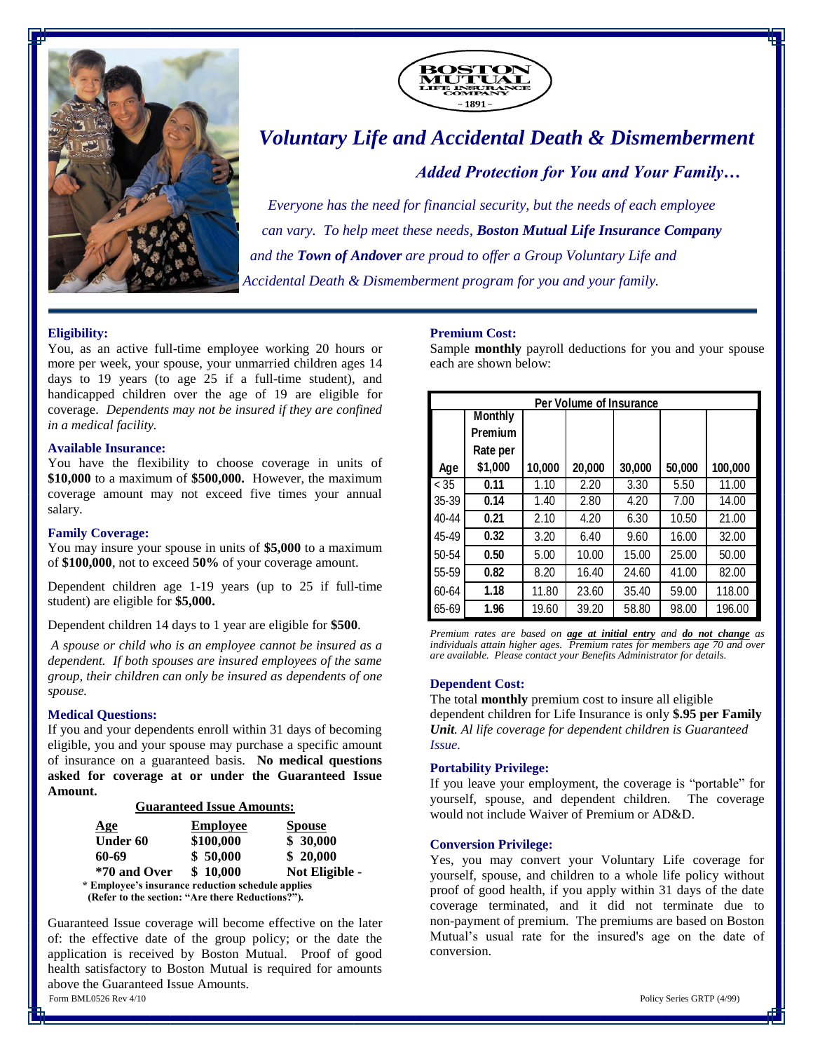BOSTON MUTUAL LIFE INSURANCE COMPANY – 1891 –

# Voluntary Life and Accidental Death & Dismemberment

## *Added Protection for You and Your Family…*

*Everyone has the need for financial security, but the needs of each employee can vary. To help meet these needs, **Boston Mutual Life Insurance Company** and the **Town of Andover** are proud to offer a Group Voluntary Life and Accidental Death & Dismemberment program for you and your family.*

### Eligibility:

You, as an active full-time employee working 20 hours or more per week, your spouse, your unmarried children ages 14 days to 19 years (to age 25 if a full-time student), and handicapped children over the age of 19 are eligible for coverage. *Dependents may not be insured if they are confined in a medical facility.*

### Available Insurance:

You have the flexibility to choose coverage in units of **$10,000** to a maximum of **$500,000.** However, the maximum coverage amount may not exceed five times your annual salary.

### Family Coverage:

You may insure your spouse in units of **$5,000** to a maximum of **$100,000**, not to exceed **50%** of your coverage amount.

Dependent children age 1-19 years (up to 25 if full-time student) are eligible for **$5,000.**

Dependent children 14 days to 1 year are eligible for **$500**.

*A spouse or child who is an employee cannot be insured as a dependent. If both spouses are insured employees of the same group, their children can only be insured as dependents of one spouse.*

### Medical Questions:

If you and your dependents enroll within 31 days of becoming eligible, you and your spouse may purchase a specific amount of insurance on a guaranteed basis. **No medical questions asked for coverage at or under the Guaranteed Issue Amount.**

**Guaranteed Issue Amounts:**

| Age | Employee | Spouse |
|---|---|---|
| **Under 60** | **$100,000** | **$ 30,000** |
| **60-69** | **$ 50,000** | **$ 20,000** |
| **\*70 and Over** | **$ 10,000** | **Not Eligible -** |

**\* Employee's insurance reduction schedule applies (Refer to the section: "Are there Reductions?").**

Guaranteed Issue coverage will become effective on the later of: the effective date of the group policy; or the date the application is received by Boston Mutual. Proof of good health satisfactory to Boston Mutual is required for amounts above the Guaranteed Issue Amounts.

### Premium Cost:

Sample **monthly** payroll deductions for you and your spouse each are shown below:

| Per Volume of Insurance | | | | | | |
|---|---|---|---|---|---|---|
| Age | Monthly Premium Rate per $1,000 | 10,000 | 20,000 | 30,000 | 50,000 | 100,000 |
| < 35 | **0.11** | 1.10 | 2.20 | 3.30 | 5.50 | 11.00 |
| 35-39 | **0.14** | 1.40 | 2.80 | 4.20 | 7.00 | 14.00 |
| 40-44 | **0.21** | 2.10 | 4.20 | 6.30 | 10.50 | 21.00 |
| 45-49 | **0.32** | 3.20 | 6.40 | 9.60 | 16.00 | 32.00 |
| 50-54 | **0.50** | 5.00 | 10.00 | 15.00 | 25.00 | 50.00 |
| 55-59 | **0.82** | 8.20 | 16.40 | 24.60 | 41.00 | 82.00 |
| 60-64 | **1.18** | 11.80 | 23.60 | 35.40 | 59.00 | 118.00 |
| 65-69 | **1.96** | 19.60 | 39.20 | 58.80 | 98.00 | 196.00 |

*Premium rates are based on **age at initial entry** and **do not change** as individuals attain higher ages. Premium rates for members age 70 and over are available. Please contact your Benefits Administrator for details.*

### Dependent Cost:

The total **monthly** premium cost to insure all eligible dependent children for Life Insurance is only **$.95 per Family Unit**. *Al life coverage for dependent children is Guaranteed Issue.*

### Portability Privilege:

If you leave your employment, the coverage is "portable" for yourself, spouse, and dependent children. The coverage would not include Waiver of Premium or AD&D.

### Conversion Privilege:

Yes, you may convert your Voluntary Life coverage for yourself, spouse, and children to a whole life policy without proof of good health, if you apply within 31 days of the date coverage terminated, and it did not terminate due to non-payment of premium. The premiums are based on Boston Mutual's usual rate for the insured's age on the date of conversion.

Form BML0526 Rev 4/10

Policy Series GRTP (4/99)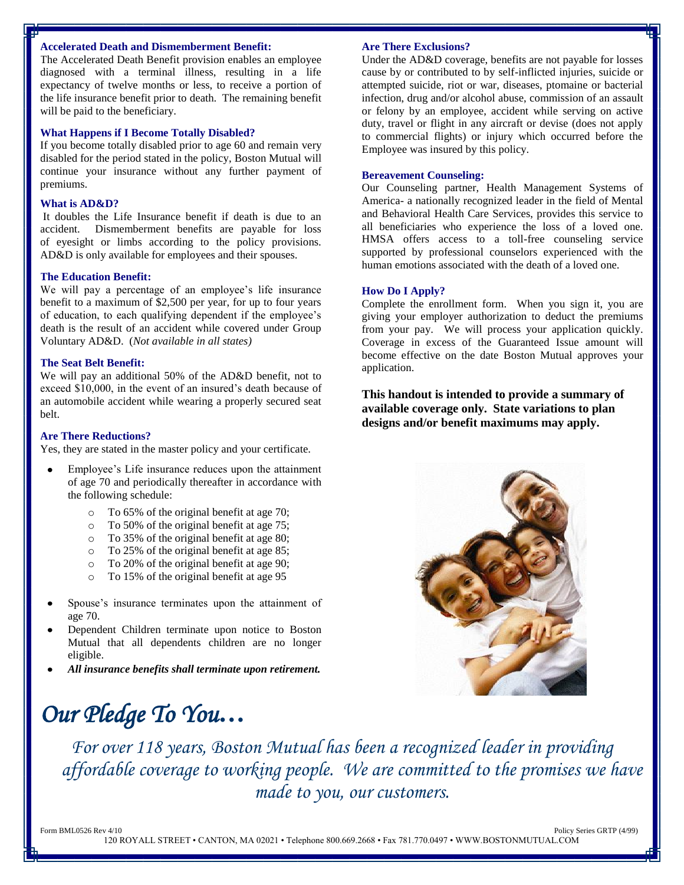### Accelerated Death and Dismemberment Benefit:

The Accelerated Death Benefit provision enables an employee diagnosed with a terminal illness, resulting in a life expectancy of twelve months or less, to receive a portion of the life insurance benefit prior to death. The remaining benefit will be paid to the beneficiary.

### What Happens if I Become Totally Disabled?

If you become totally disabled prior to age 60 and remain very disabled for the period stated in the policy, Boston Mutual will continue your insurance without any further payment of premiums.

### What is AD&D?

It doubles the Life Insurance benefit if death is due to an accident. Dismemberment benefits are payable for loss of eyesight or limbs according to the policy provisions. AD&D is only available for employees and their spouses.

### The Education Benefit:

We will pay a percentage of an employee's life insurance benefit to a maximum of $2,500 per year, for up to four years of education, to each qualifying dependent if the employee's death is the result of an accident while covered under Group Voluntary AD&D. (*Not available in all states)*

### The Seat Belt Benefit:

We will pay an additional 50% of the AD&D benefit, not to exceed $10,000, in the event of an insured's death because of an automobile accident while wearing a properly secured seat belt.

### Are There Reductions?

Yes, they are stated in the master policy and your certificate.

- Employee's Life insurance reduces upon the attainment of age 70 and periodically thereafter in accordance with the following schedule:
  - To 65% of the original benefit at age 70;
  - To 50% of the original benefit at age 75;
  - To 35% of the original benefit at age 80;
  - To 25% of the original benefit at age 85;
  - To 20% of the original benefit at age 90;
  - To 15% of the original benefit at age 95
- Spouse's insurance terminates upon the attainment of age 70.
- Dependent Children terminate upon notice to Boston Mutual that all dependents children are no longer eligible.
- ***All insurance benefits shall terminate upon retirement.***

### Are There Exclusions?

Under the AD&D coverage, benefits are not payable for losses cause by or contributed to by self-inflicted injuries, suicide or attempted suicide, riot or war, diseases, ptomaine or bacterial infection, drug and/or alcohol abuse, commission of an assault or felony by an employee, accident while serving on active duty, travel or flight in any aircraft or devise (does not apply to commercial flights) or injury which occurred before the Employee was insured by this policy.

### Bereavement Counseling:

Our Counseling partner, Health Management Systems of America- a nationally recognized leader in the field of Mental and Behavioral Health Care Services, provides this service to all beneficiaries who experience the loss of a loved one. HMSA offers access to a toll-free counseling service supported by professional counselors experienced with the human emotions associated with the death of a loved one.

### How Do I Apply?

Complete the enrollment form. When you sign it, you are giving your employer authorization to deduct the premiums from your pay. We will process your application quickly. Coverage in excess of the Guaranteed Issue amount will become effective on the date Boston Mutual approves your application.

**This handout is intended to provide a summary of available coverage only. State variations to plan designs and/or benefit maximums may apply.**

## *Our Pledge To You…*

*For over 118 years, Boston Mutual has been a recognized leader in providing affordable coverage to working people. We are committed to the promises we have made to you, our customers.*

Form BML0526 Rev 4/10 Policy Series GRTP (4/99)

120 ROYALL STREET • CANTON, MA 02021 • Telephone 800.669.2668 • Fax 781.770.0497 • WWW.BOSTONMUTUAL.COM